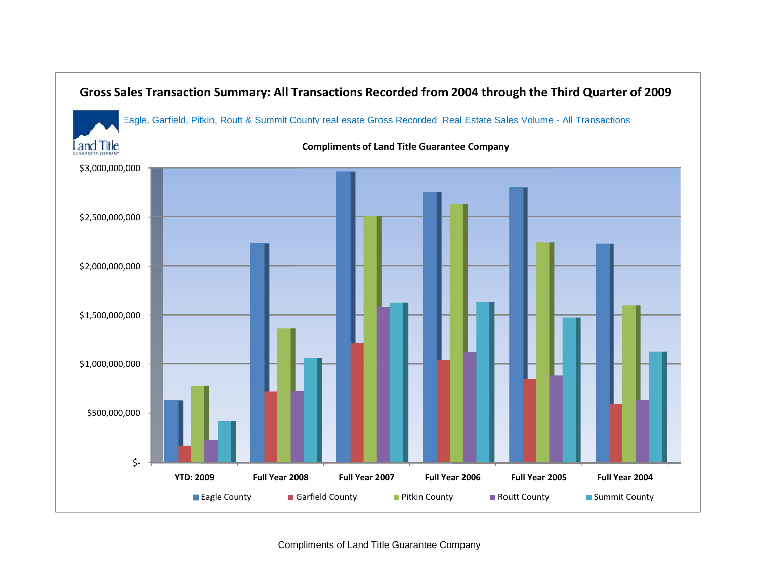# Gross Sales Transaction Summary: All Transactions Recorded from 2004 through the Third Quarter of 2009

Eagle, Garfield, Pitkin, Routt & Summit County real esate Gross Recorded  Real Estate Sales Volume - All Transactions

**Compliments of Land Title Guarantee Company**

$3,000,000,000
$2,500,000,000
$2,000,000,000
$1,500,000,000
$1,000,000,000
$500,000,000
$-

**YTD: 2009** | **Full Year 2008** | **Full Year 2007** | **Full Year 2006** | **Full Year 2005** | **Full Year 2004**

Eagle County | Garfield County | Pitkin County | Routt County | Summit County

Compliments of Land Title Guarantee Company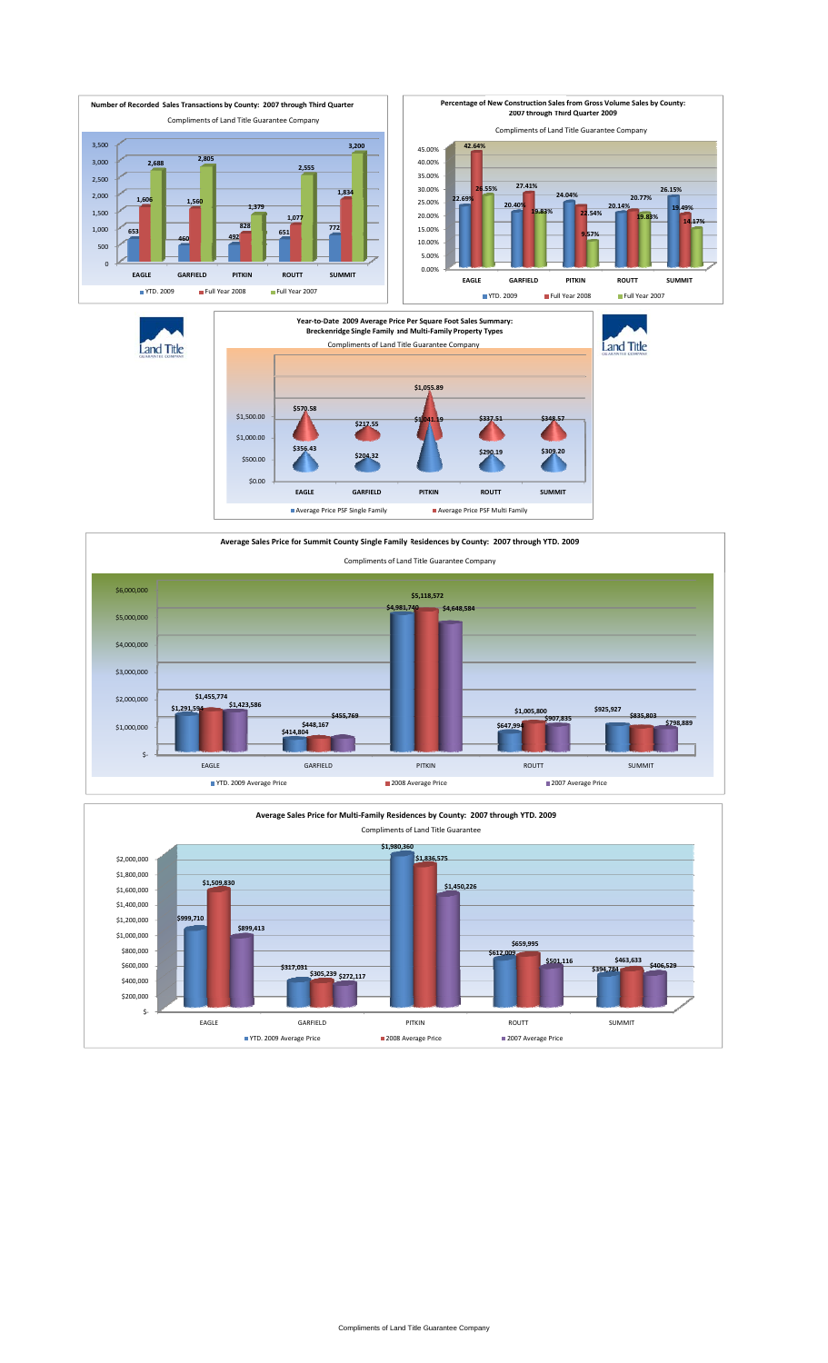## Number of Recorded Sales Transactions by County: 2007 through Third Quarter

Compliments of Land Title Guarantee Company

| County | YTD. 2009 | Full Year 2008 | Full Year 2007 |
|---|---|---|---|
| EAGLE | 653 | 1,606 | 2,688 |
| GARFIELD | 460 | 1,560 | 2,805 |
| PITKIN | 492 | 828 | 1,379 |
| ROUTT | 651 | 1,077 | 2,555 |
| SUMMIT | 772 | 1,834 | 3,200 |

## Percentage of New Construction Sales from Gross Volume Sales by County: 2007 through Third Quarter 2009

Compliments of Land Title Guarantee Company

| County | YTD. 2009 | Full Year 2008 | Full Year 2007 |
|---|---|---|---|
| EAGLE | 22.69% | 42.64% | 26.55% |
| GARFIELD | 20.40% | 27.41% | 19.83% |
| PITKIN | 24.04% | 21.54% | 9.57% |
| ROUTT | 20.14% | 20.77% | 19.83% |
| SUMMIT | 26.15% | 19.49% | 14.17% |

## Year-to-Date 2009 Average Price Per Square Foot Sales Summary: Breckenridge Single Family and Multi-Family Property Types

Compliments of Land Title Guarantee Company

| County | Average Price PSF Single Family | Average Price PSF Multi Family |
|---|---|---|
| EAGLE | $356.43 | $570.58 |
| GARFIELD | $204.32 | $217.55 |
| PITKIN | $1,041.19 | $1,055.89 |
| ROUTT | $290.19 | $337.51 |
| SUMMIT | $309.20 | $348.57 |

## Average Sales Price for Summit County Single Family Residences by County: 2007 through YTD. 2009

Compliments of Land Title Guarantee Company

| County | YTD. 2009 Average Price | 2008 Average Price | 2007 Average Price |
|---|---|---|---|
| EAGLE | $1,291,594 | $1,455,774 | $1,423,586 |
| GARFIELD | $414,804 | $448,167 | $455,769 |
| PITKIN | $4,981,740 | $5,118,572 | $4,648,584 |
| ROUTT | $647,994 | $1,005,800 | $907,835 |
| SUMMIT | $925,927 | $835,803 | $798,889 |

## Average Sales Price for Multi-Family Residences by County: 2007 through YTD. 2009

Compliments of Land Title Guarantee

| County | YTD. 2009 Average Price | 2008 Average Price | 2007 Average Price |
|---|---|---|---|
| EAGLE | $999,710 | $1,509,830 | $899,413 |
| GARFIELD | $317,031 | $305,239 | $272,117 |
| PITKIN | $1,980,360 | $1,836,575 | $1,450,226 |
| ROUTT | $612,009 | $659,995 | $501,116 |
| SUMMIT | $394,784 | $463,633 | $406,529 |

Compliments of Land Title Guarantee Company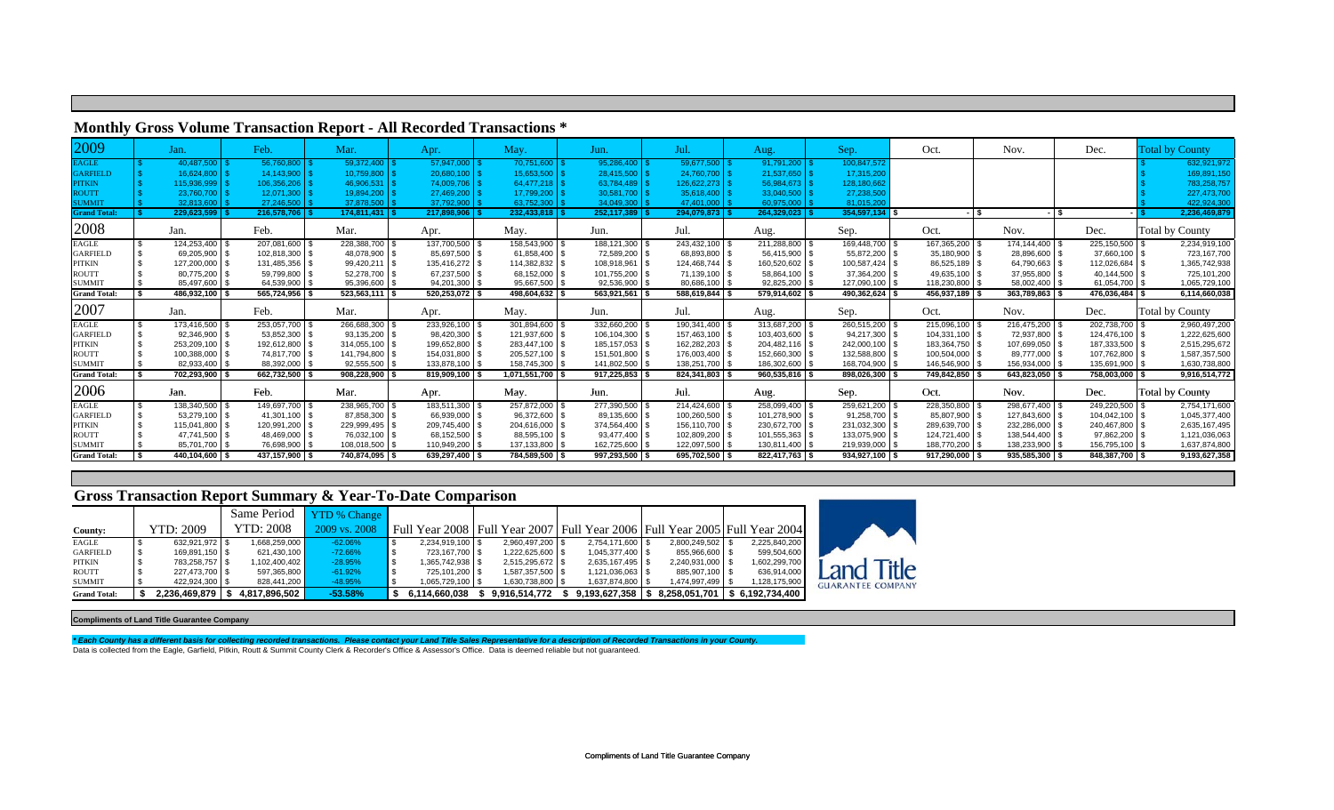## Monthly Gross Volume Transaction Report - All Recorded Transactions *

| 2009 | Jan. | Feb. | Mar. | Apr. | May. | Jun. | Jul. | Aug. | Sep. | Oct. | Nov. | Dec. | Total by County |
|---|---|---|---|---|---|---|---|---|---|---|---|---|---|
| EAGLE | $ 40,487,500 | $ 56,760,800 | $ 59,372,400 | $ 57,947,000 | $ 70,751,600 | $ 95,286,400 | $ 59,677,500 | $ 91,791,200 | $ 100,847,572 | | | | $ 632,921,972 |
| GARFIELD | $ 16,624,800 | $ 14,143,900 | $ 10,759,800 | $ 20,680,100 | $ 15,653,500 | $ 28,415,500 | $ 24,760,700 | $ 21,537,650 | $ 17,315,200 | | | | $ 169,891,150 |
| PITKIN | $ 115,936,999 | $ 106,356,206 | $ 46,906,531 | $ 74,009,706 | $ 64,477,218 | $ 63,784,489 | $ 126,622,273 | $ 56,984,673 | $ 128,180,662 | | | | $ 783,258,757 |
| ROUTT | $ 23,760,700 | $ 12,071,300 | $ 19,884,200 | $ 27,469,200 | $ 17,799,200 | $ 30,581,700 | $ 35,618,400 | $ 33,040,500 | $ 27,238,500 | | | | $ 227,473,700 |
| SUMMIT | $ 32,813,600 | $ 27,246,500 | $ 37,878,500 | $ 37,792,900 | $ 63,752,300 | $ 34,049,300 | $ 47,401,000 | $ 60,975,000 | $ 81,015,200 | | | | $ 422,924,300 |
| **Grand Total:** | $ 229,623,599 | $ 216,578,706 | $ 174,811,431 | $ 217,898,906 | $ 232,433,818 | $ 252,117,389 | $ 294,079,873 | $ 264,329,023 | $ 354,597,134 | $ - | $ - | $ - | $ 2,236,469,879 |

| 2008 | Jan. | Feb. | Mar. | Apr. | May. | Jun. | Jul. | Aug. | Sep. | Oct. | Nov. | Dec. | Total by County |
|---|---|---|---|---|---|---|---|---|---|---|---|---|---|
| EAGLE | $ 124,253,400 | $ 207,081,600 | $ 228,388,700 | $ 137,700,500 | $ 158,543,900 | $ 188,121,300 | $ 243,432,100 | $ 211,288,800 | $ 169,448,700 | $ 167,365,200 | $ 174,144,400 | $ 225,150,500 | $ 2,234,919,100 |
| GARFIELD | $ 69,205,900 | $ 102,818,300 | $ 48,078,900 | $ 85,697,500 | $ 61,858,400 | $ 72,589,200 | $ 68,893,800 | $ 56,415,900 | $ 55,872,200 | $ 35,180,900 | $ 28,896,600 | $ 37,660,100 | $ 723,167,700 |
| PITKIN | $ 127,200,000 | $ 131,485,356 | $ 99,420,211 | $ 135,416,272 | $ 114,382,832 | $ 108,918,961 | $ 124,468,744 | $ 160,520,602 | $ 100,587,424 | $ 86,525,189 | $ 64,790,663 | $ 112,026,684 | $ 1,365,742,938 |
| ROUTT | $ 80,775,200 | $ 59,799,800 | $ 52,278,700 | $ 67,237,500 | $ 68,152,000 | $ 101,755,200 | $ 71,139,100 | $ 58,864,100 | $ 37,364,200 | $ 49,635,100 | $ 37,955,800 | $ 40,144,500 | $ 725,101,200 |
| SUMMIT | $ 85,497,600 | $ 64,539,900 | $ 95,396,600 | $ 94,201,300 | $ 95,667,500 | $ 92,536,900 | $ 80,686,100 | $ 92,825,200 | $ 127,090,100 | $ 118,230,800 | $ 58,002,400 | $ 61,054,700 | $ 1,065,729,100 |
| **Grand Total:** | $ 486,932,100 | $ 565,724,956 | $ 523,563,111 | $ 520,253,072 | $ 498,604,632 | $ 563,921,561 | $ 588,619,844 | $ 579,914,602 | $ 490,362,624 | $ 456,937,189 | $ 363,789,863 | $ 476,036,484 | $ 6,114,660,038 |

| 2007 | Jan. | Feb. | Mar. | Apr. | May. | Jun. | Jul. | Aug. | Sep. | Oct. | Nov. | Dec. | Total by County |
|---|---|---|---|---|---|---|---|---|---|---|---|---|---|
| EAGLE | $ 173,416,500 | $ 253,057,700 | $ 266,688,300 | $ 233,926,100 | $ 301,894,600 | $ 332,660,200 | $ 190,341,400 | $ 313,687,200 | $ 260,515,200 | $ 215,096,100 | $ 216,475,200 | $ 202,738,700 | $ 2,960,497,200 |
| GARFIELD | $ 92,346,900 | $ 53,852,300 | $ 93,135,200 | $ 98,420,300 | $ 121,937,600 | $ 106,104,300 | $ 157,463,100 | $ 103,403,600 | $ 94,217,300 | $ 104,331,100 | $ 72,937,800 | $ 124,476,100 | $ 1,222,625,600 |
| PITKIN | $ 253,209,100 | $ 192,612,800 | $ 314,055,100 | $ 199,652,800 | $ 283,447,100 | $ 185,157,053 | $ 162,282,203 | $ 204,482,116 | $ 242,000,100 | $ 183,364,750 | $ 107,699,050 | $ 187,333,500 | $ 2,515,295,672 |
| ROUTT | $ 100,388,000 | $ 74,817,700 | $ 141,794,800 | $ 154,031,800 | $ 205,527,100 | $ 151,501,800 | $ 152,660,300 | $ 132,588,800 | $ 100,504,000 | $ 89,777,000 | $ 107,762,800 | $ 1,587,357,500 |
| SUMMIT | $ 82,933,400 | $ 88,392,000 | $ 92,555,500 | $ 133,878,100 | $ 158,745,300 | $ 141,802,500 | $ 138,251,700 | $ 186,302,600 | $ 168,704,900 | $ 146,546,900 | $ 156,934,000 | $ 135,691,900 | $ 1,630,738,800 |
| **Grand Total:** | $ 702,293,900 | $ 662,732,500 | $ 908,228,900 | $ 819,909,100 | $ 1,071,551,700 | $ 917,225,853 | $ 824,341,803 | $ 960,535,816 | $ 898,026,300 | $ 749,842,850 | $ 643,823,050 | $ 758,003,000 | $ 9,916,514,772 |

| 2006 | Jan. | Feb. | Mar. | Apr. | May. | Jun. | Jul. | Aug. | Sep. | Oct. | Nov. | Dec. | Total by County |
|---|---|---|---|---|---|---|---|---|---|---|---|---|---|
| EAGLE | $ 138,340,500 | $ 149,697,700 | $ 238,965,700 | $ 183,511,300 | $ 257,872,000 | $ 277,390,500 | $ 214,424,600 | $ 258,099,400 | $ 259,621,200 | $ 228,350,800 | $ 298,677,400 | $ 249,220,500 | $ 2,754,171,600 |
| GARFIELD | $ 53,279,100 | $ 41,301,100 | $ 87,858,300 | $ 66,939,000 | $ 96,372,600 | $ 89,135,600 | $ 100,260,500 | $ 101,278,900 | $ 91,258,700 | $ 85,807,900 | $ 127,843,600 | $ 104,042,100 | $ 1,045,377,400 |
| PITKIN | $ 115,041,800 | $ 120,991,200 | $ 229,999,495 | $ 209,745,400 | $ 204,616,000 | $ 374,564,400 | $ 156,110,700 | $ 230,672,700 | $ 231,032,300 | $ 289,639,700 | $ 232,286,000 | $ 240,467,800 | $ 2,635,167,495 |
| ROUTT | $ 47,741,500 | $ 48,469,000 | $ 76,032,100 | $ 68,152,500 | $ 88,595,100 | $ 93,477,400 | $ 102,809,200 | $ 101,555,363 | $ 133,075,900 | $ 124,721,400 | $ 138,544,400 | $ 97,862,200 | $ 1,121,036,063 |
| SUMMIT | $ 85,701,700 | $ 76,698,900 | $ 108,018,500 | $ 110,949,200 | $ 137,133,800 | $ 162,725,600 | $ 122,097,500 | $ 130,811,400 | $ 219,939,000 | $ 188,770,200 | $ 138,233,900 | $ 156,795,100 | $ 1,637,874,800 |
| **Grand Total:** | $ 440,104,600 | $ 437,157,900 | $ 740,874,095 | $ 639,297,400 | $ 784,589,500 | $ 997,293,500 | $ 695,702,500 | $ 822,417,763 | $ 934,927,100 | $ 917,290,000 | $ 935,585,300 | $ 848,387,700 | $ 9,193,627,358 |

## Gross Transaction Report Summary & Year-To-Date Comparison

| County: | YTD: 2009 | Same Period YTD: 2008 | YTD % Change 2009 vs. 2008 | Full Year 2008 | Full Year 2007 | Full Year 2006 | Full Year 2005 | Full Year 2004 |
|---|---|---|---|---|---|---|---|---|
| EAGLE | $ 632,921,972 | $ 1,668,259,000 | -62.06% | $ 2,234,919,100 | $ 2,960,497,200 | $ 2,754,171,600 | $ 2,800,249,502 | $ 2,225,840,200 |
| GARFIELD | $ 169,891,150 | $ 621,430,100 | -72.66% | $ 723,167,700 | $ 1,222,625,600 | $ 1,045,377,400 | $ 855,966,600 | $ 599,504,600 |
| PITKIN | $ 783,258,757 | $ 1,102,400,402 | -28.95% | $ 1,365,742,938 | $ 2,515,295,672 | $ 2,635,167,495 | $ 2,240,931,000 | $ 1,602,299,700 |
| ROUTT | $ 227,473,700 | $ 597,365,800 | -61.92% | $ 725,101,200 | $ 1,587,357,500 | $ 1,121,036,063 | $ 885,907,100 | $ 636,914,000 |
| SUMMIT | $ 422,924,300 | $ 828,441,200 | -48.95% | $ 1,065,729,100 | $ 1,630,738,800 | $ 1,637,874,800 | $ 1,474,997,499 | $ 1,128,175,900 |
| **Grand Total:** | $ 2,236,469,879 | $ 4,817,896,502 | -53.58% | $ 6,114,660,038 | $ 9,916,514,772 | $ 9,193,627,358 | $ 8,258,051,701 | $ 6,192,734,400 |

Land Title GUARANTEE COMPANY

**Compliments of Land Title Guarantee Company**

*** Each County has a different basis for collecting recorded transactions. Please contact your Land Title Sales Representative for a description of Recorded Transactions in your County.***

Data is collected from the Eagle, Garfield, Pitkin, Routt & Summit County Clerk & Recorder's Office & Assessor's Office. Data is deemed reliable but not guaranteed.

Compliments of Land Title Guarantee Company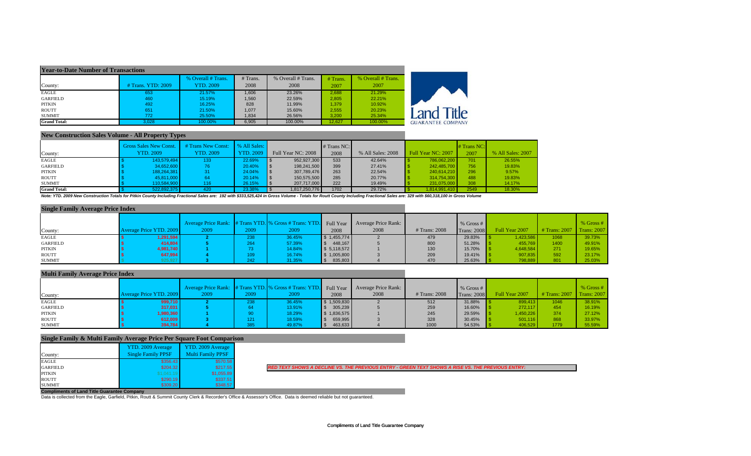## Year-to-Date Number of Transactions

| County: | # Trans. YTD: 2009 | % Overall # Trans. YTD. 2009 | # Trans. 2008 | % Overall # Trans. 2008 | # Trans. 2007 | % Overall # Trans. 2007 |
|---|---|---|---|---|---|---|
| EAGLE | 653 | 21.57% | 1,606 | 23.26% | 2,688 | 21.29% |
| GARFIELD | 460 | 15.19% | 1,560 | 22.59% | 2,805 | 22.21% |
| PITKIN | 492 | 16.25% | 828 | 11.99% | 1,379 | 10.92% |
| ROUTT | 651 | 21.50% | 1,077 | 15.60% | 2,555 | 20.23% |
| SUMMIT | 772 | 25.50% | 1,834 | 26.56% | 3,200 | 25.34% |
| **Grand Total:** | 3,028 | 100.00% | 6,905 | 100.00% | 12,627 | 100.00% |

Land Title GUARANTEE COMPANY

## New Construction Sales Volume - All Property Types

| County: | Gross Sales New Const. YTD. 2009 | # Trans New Const: YTD. 2009 | % All Sales: YTD. 2009 | Full Year NC: 2008 | # Trans NC: 2008 | % All Sales: 2008 | Full Year NC: 2007 | # Trans NC: 2007 | % All Sales: 2007 |
|---|---|---|---|---|---|---|---|---|---|
| EAGLE | $ 143,579,494 | 133 | 22.69% | $ 952,927,300 | 533 | 42.64% | $ 786,062,200 | 701 | 26.55% |
| GARFIELD | $ 34,652,600 | 76 | 20.40% | $ 198,241,500 | 399 | 27.41% | $ 242,485,700 | 756 | 19.83% |
| PITKIN | $ 188,264,381 | 31 | 24.04% | $ 307,789,476 | 263 | 22.54% | $ 240,614,210 | 296 | 9.57% |
| ROUTT | $ 45,811,000 | 64 | 20.14% | $ 150,575,500 | 285 | 20.77% | $ 314,754,300 | 488 | 19.83% |
| SUMMIT | $ 110,584,900 | 116 | 26.15% | $ 207,717,000 | 222 | 19.49% | $ 231,075,000 | 308 | 14.17% |
| **Grand Total:** | $ 522,892,375 | 420 | 23.38% | $ 1,817,250,776 | 1702 | 29.72% | $ 1,814,991,410 | 2549 | 18.30% |

***Note: YTD. 2009 New Construction Totals for Pitkin County Including Fractional Sales are: 192 with $333,525,424 in Gross Volume - Totals for Routt County Including Fractional Sales are: 329 with $60,318,100 in Gross Volume***

## Single Family Average Price Index

| County: | Average Price YTD. 2009 | Average Price Rank: 2009 | # Trans YTD. 2009 | % Gross # Trans: YTD. 2009 | Full Year 2008 | Average Price Rank: 2008 | # Trans: 2008 | % Gross # Trans: 2008 | Full Year 2007 | # Trans: 2007 | % Gross # Trans: 2007 |
|---|---|---|---|---|---|---|---|---|---|---|---|
| EAGLE | $ 1,291,594 | 2 | 238 | 36.45% | $ 1,455,774 | 2 | 479 | 29.83% | $ 1,423,586 | 1068 | 39.73% |
| GARFIELD | $ 414,804 | 5 | 264 | 57.39% | $ 448,167 | 5 | 800 | 51.28% | $ 455,769 | 1400 | 49.91% |
| PITKIN | $ 4,981,740 | 1 | 73 | 14.84% | $ 5,118,572 | 1 | 130 | 15.70% | $ 4,648,584 | 271 | 19.65% |
| ROUTT | $ 647,994 | 4 | 109 | 16.74% | $ 1,005,800 | 3 | 209 | 19.41% | $ 907,835 | 592 | 23.17% |
| SUMMIT | $ 925,927 | 3 | 242 | 31.35% | $ 835,803 | 4 | 470 | 25.63% | $ 798,889 | 801 | 25.03% |

## Multi Family Average Price Index

| County: | Average Price YTD. 2009 | Average Price Rank: 2009 | # Trans YTD. 2009 | % Gross # Trans: YTD. 2009 | Full Year 2008 | Average Price Rank: 2008 | # Trans: 2008 | % Gross # Trans: 2008 | Full Year 2007 | # Trans: 2007 | % Gross # Trans: 2007 |
|---|---|---|---|---|---|---|---|---|---|---|---|
| EAGLE | $ 999,710 | 2 | 238 | 36.45% | $ 1,509,830 | 2 | 512 | 31.88% | $ 899,413 | 1046 | 38.91% |
| GARFIELD | $ 317,031 | 5 | 64 | 13.91% | $ 305,239 | 5 | 259 | 16.60% | $ 272,117 | 454 | 16.19% |
| PITKIN | $ 1,980,360 | 1 | 90 | 18.29% | $ 1,836,575 | 1 | 245 | 29.59% | $ 1,450,226 | 374 | 27.12% |
| ROUTT | $ 612,009 | 3 | 121 | 18.59% | $ 659,995 | 3 | 328 | 30.45% | $ 501,116 | 868 | 33.97% |
| SUMMIT | $ 394,784 | 4 | 385 | 49.87% | $ 463,633 | 4 | 1000 | 54.53% | $ 406,529 | 1779 | 55.59% |

## Single Family & Multi Family Average Price Per Square Foot Comparison

| County: | YTD. 2009 Average Single Family PSF | YTD. 2009 Average Multi Family PSF |
|---|---|---|
| EAGLE | $356.43 | $570.58 |
| GARFIELD | $204.32 | $217.55 |
| PITKIN | $1,041.15 | $1,055.89 |
| ROUTT | $290.19 | $337.51 |
| SUMMIT | $309.20 | $348.57 |

***RED TEXT SHOWS A DECLINE VS. THE PREVIOUS ENTRY - GREEN TEXT SHOWS A RISE VS. THE PREVIOUS ENTRY:***

**Compliments of Land Title Guarantee Company**

Data is collected from the Eagle, Garfield, Pitkin, Routt & Summit County Clerk & Recorder's Office & Assessor's Office. Data is deemed reliable but not guaranteed.

Compliments of Land Title Guarantee Company